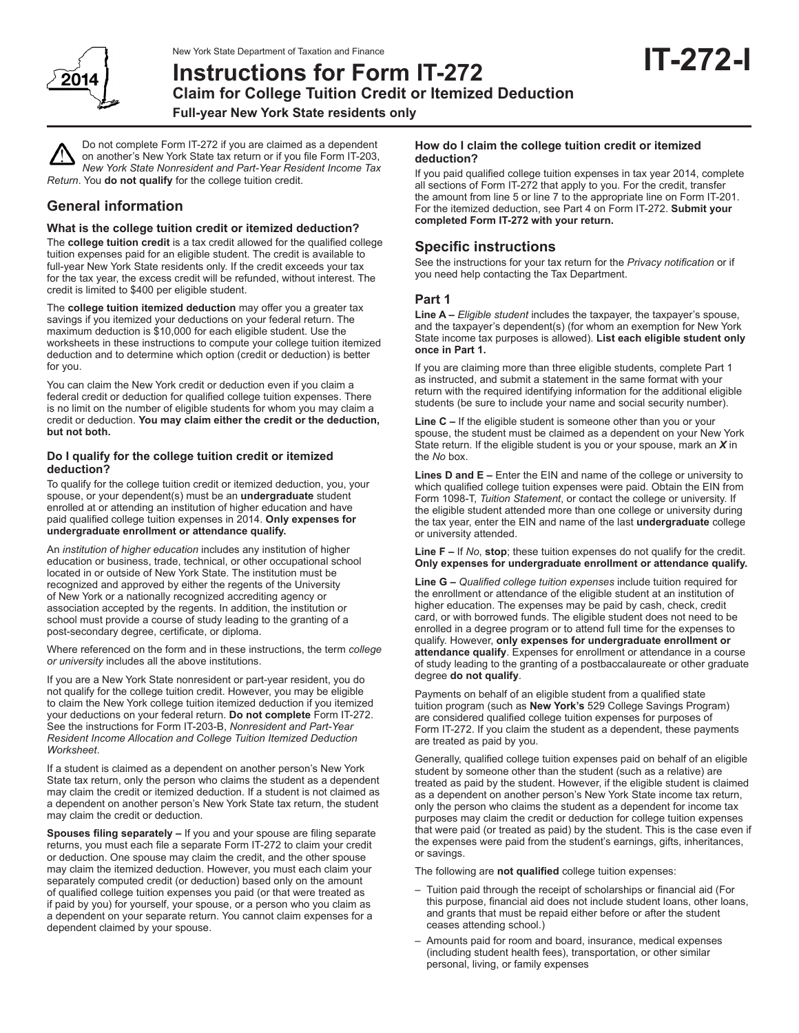New York State Department of Taxation and Finance

# Instructions for Form IT-272

## Claim for College Tuition Credit or Itemized Deduction

**Full-year New York State residents only**

**IT-272-I**

Do not complete Form IT-272 if you are claimed as a dependent on another's New York State tax return or if you file Form IT-203, *New York State Nonresident and Part-Year Resident Income Tax Return*. You **do not qualify** for the college tuition credit.

## General information

### What is the college tuition credit or itemized deduction?

The **college tuition credit** is a tax credit allowed for the qualified college tuition expenses paid for an eligible student. The credit is available to full-year New York State residents only. If the credit exceeds your tax for the tax year, the excess credit will be refunded, without interest. The credit is limited to $400 per eligible student.

The **college tuition itemized deduction** may offer you a greater tax savings if you itemized your deductions on your federal return. The maximum deduction is $10,000 for each eligible student. Use the worksheets in these instructions to compute your college tuition itemized deduction and to determine which option (credit or deduction) is better for you.

You can claim the New York credit or deduction even if you claim a federal credit or deduction for qualified college tuition expenses. There is no limit on the number of eligible students for whom you may claim a credit or deduction. **You may claim either the credit or the deduction, but not both.**

### Do I qualify for the college tuition credit or itemized deduction?

To qualify for the college tuition credit or itemized deduction, you, your spouse, or your dependent(s) must be an **undergraduate** student enrolled at or attending an institution of higher education and have paid qualified college tuition expenses in 2014. **Only expenses for undergraduate enrollment or attendance qualify.**

An *institution of higher education* includes any institution of higher education or business, trade, technical, or other occupational school located in or outside of New York State. The institution must be recognized and approved by either the regents of the University of New York or a nationally recognized accrediting agency or association accepted by the regents. In addition, the institution or school must provide a course of study leading to the granting of a post-secondary degree, certificate, or diploma.

Where referenced on the form and in these instructions, the term *college or university* includes all the above institutions.

If you are a New York State nonresident or part-year resident, you do not qualify for the college tuition credit. However, you may be eligible to claim the New York college tuition itemized deduction if you itemized your deductions on your federal return. **Do not complete** Form IT-272. See the instructions for Form IT-203-B, *Nonresident and Part-Year Resident Income Allocation and College Tuition Itemized Deduction Worksheet*.

If a student is claimed as a dependent on another person's New York State tax return, only the person who claims the student as a dependent may claim the credit or itemized deduction. If a student is not claimed as a dependent on another person's New York State tax return, the student may claim the credit or deduction.

**Spouses filing separately –** If you and your spouse are filing separate returns, you must each file a separate Form IT-272 to claim your credit or deduction. One spouse may claim the credit, and the other spouse may claim the itemized deduction. However, you must each claim your separately computed credit (or deduction) based only on the amount of qualified college tuition expenses you paid (or that were treated as if paid by you) for yourself, your spouse, or a person who you claim as a dependent on your separate return. You cannot claim expenses for a dependent claimed by your spouse.

### How do I claim the college tuition credit or itemized deduction?

If you paid qualified college tuition expenses in tax year 2014, complete all sections of Form IT-272 that apply to you. For the credit, transfer the amount from line 5 or line 7 to the appropriate line on Form IT-201. For the itemized deduction, see Part 4 on Form IT-272. **Submit your completed Form IT-272 with your return.**

## Specific instructions

See the instructions for your tax return for the *Privacy notification* or if you need help contacting the Tax Department.

### Part 1

**Line A –** *Eligible student* includes the taxpayer, the taxpayer's spouse, and the taxpayer's dependent(s) (for whom an exemption for New York State income tax purposes is allowed). **List each eligible student only once in Part 1.**

If you are claiming more than three eligible students, complete Part 1 as instructed, and submit a statement in the same format with your return with the required identifying information for the additional eligible students (be sure to include your name and social security number).

**Line C –** If the eligible student is someone other than you or your spouse, the student must be claimed as a dependent on your New York State return. If the eligible student is you or your spouse, mark an ***X*** in the *No* box.

**Lines D and E –** Enter the EIN and name of the college or university to which qualified college tuition expenses were paid. Obtain the EIN from Form 1098-T, *Tuition Statement*, or contact the college or university. If the eligible student attended more than one college or university during the tax year, enter the EIN and name of the last **undergraduate** college or university attended.

**Line F –** If *No*, **stop**; these tuition expenses do not qualify for the credit. **Only expenses for undergraduate enrollment or attendance qualify.**

**Line G –** *Qualified college tuition expenses* include tuition required for the enrollment or attendance of the eligible student at an institution of higher education. The expenses may be paid by cash, check, credit card, or with borrowed funds. The eligible student does not need to be enrolled in a degree program or to attend full time for the expenses to qualify. However, **only expenses for undergraduate enrollment or attendance qualify**. Expenses for enrollment or attendance in a course of study leading to the granting of a postbaccalaureate or other graduate degree **do not qualify**.

Payments on behalf of an eligible student from a qualified state tuition program (such as **New York's** 529 College Savings Program) are considered qualified college tuition expenses for purposes of Form IT-272. If you claim the student as a dependent, these payments are treated as paid by you.

Generally, qualified college tuition expenses paid on behalf of an eligible student by someone other than the student (such as a relative) are treated as paid by the student. However, if the eligible student is claimed as a dependent on another person's New York State income tax return, only the person who claims the student as a dependent for income tax purposes may claim the credit or deduction for college tuition expenses that were paid (or treated as paid) by the student. This is the case even if the expenses were paid from the student's earnings, gifts, inheritances, or savings.

The following are **not qualified** college tuition expenses:

- Tuition paid through the receipt of scholarships or financial aid (For this purpose, financial aid does not include student loans, other loans, and grants that must be repaid either before or after the student ceases attending school.)
- Amounts paid for room and board, insurance, medical expenses (including student health fees), transportation, or other similar personal, living, or family expenses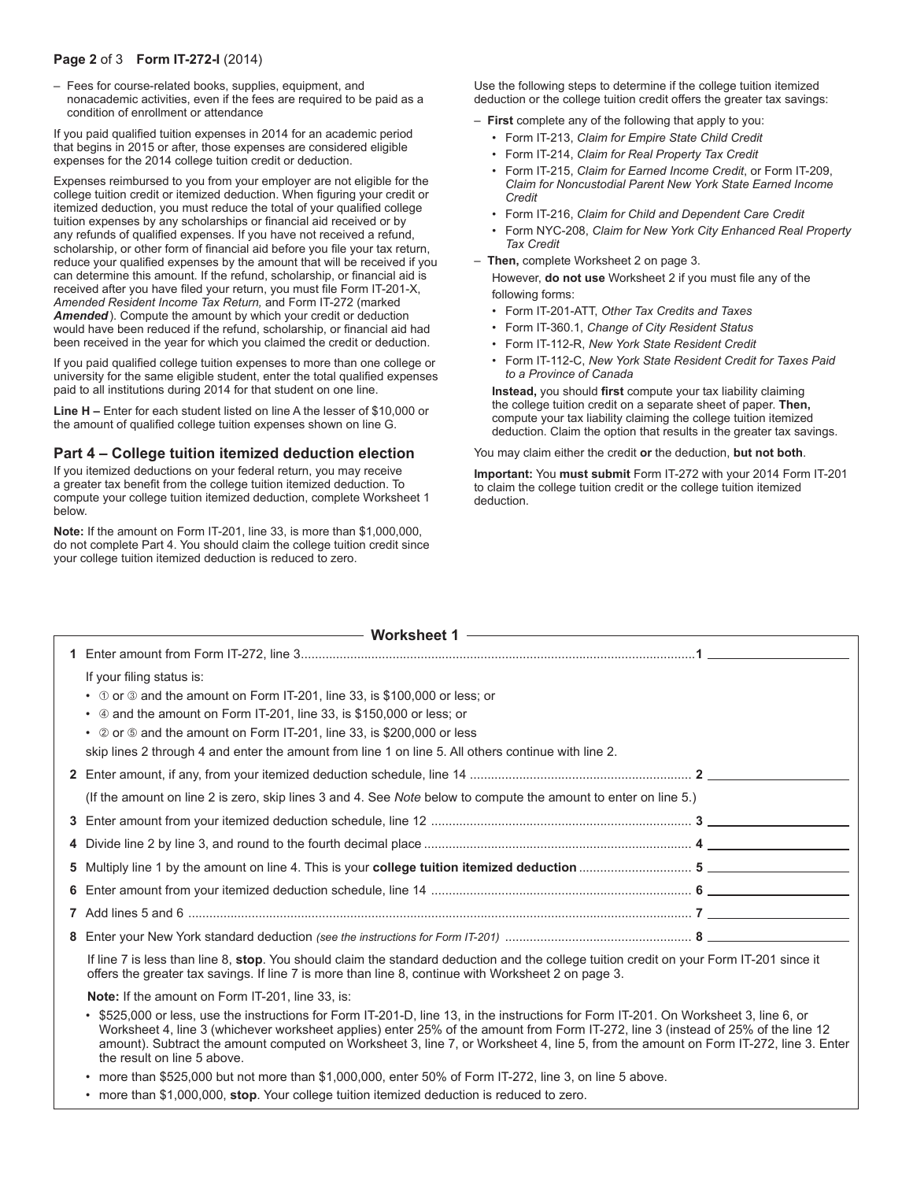– Fees for course-related books, supplies, equipment, and nonacademic activities, even if the fees are required to be paid as a condition of enrollment or attendance

If you paid qualified tuition expenses in 2014 for an academic period that begins in 2015 or after, those expenses are considered eligible expenses for the 2014 college tuition credit or deduction.

Expenses reimbursed to you from your employer are not eligible for the college tuition credit or itemized deduction. When figuring your credit or itemized deduction, you must reduce the total of your qualified college tuition expenses by any scholarships or financial aid received or by any refunds of qualified expenses. If you have not received a refund, scholarship, or other form of financial aid before you file your tax return, reduce your qualified expenses by the amount that will be received if you can determine this amount. If the refund, scholarship, or financial aid is received after you have filed your return, you must file Form IT-201-X, *Amended Resident Income Tax Return,* and Form IT-272 (marked ***Amended***). Compute the amount by which your credit or deduction would have been reduced if the refund, scholarship, or financial aid had been received in the year for which you claimed the credit or deduction.

If you paid qualified college tuition expenses to more than one college or university for the same eligible student, enter the total qualified expenses paid to all institutions during 2014 for that student on one line.

**Line H –** Enter for each student listed on line A the lesser of $10,000 or the amount of qualified college tuition expenses shown on line G.

## Part 4 – College tuition itemized deduction election

If you itemized deductions on your federal return, you may receive a greater tax benefit from the college tuition itemized deduction. To compute your college tuition itemized deduction, complete Worksheet 1 below.

**Note:** If the amount on Form IT-201, line 33, is more than $1,000,000, do not complete Part 4. You should claim the college tuition credit since your college tuition itemized deduction is reduced to zero.

Use the following steps to determine if the college tuition itemized deduction or the college tuition credit offers the greater tax savings:

– **First** complete any of the following that apply to you:
- Form IT-213, *Claim for Empire State Child Credit*
- Form IT-214, *Claim for Real Property Tax Credit*
- Form IT-215, *Claim for Earned Income Credit*, or Form IT-209, *Claim for Noncustodial Parent New York State Earned Income Credit*
- Form IT-216, *Claim for Child and Dependent Care Credit*
- Form NYC-208, *Claim for New York City Enhanced Real Property Tax Credit*

– **Then,** complete Worksheet 2 on page 3.

However, **do not use** Worksheet 2 if you must file any of the following forms:
- Form IT-201-ATT, *Other Tax Credits and Taxes*
- Form IT-360.1, *Change of City Resident Status*
- Form IT-112-R, *New York State Resident Credit*
- Form IT-112-C, *New York State Resident Credit for Taxes Paid to a Province of Canada*

**Instead,** you should **first** compute your tax liability claiming the college tuition credit on a separate sheet of paper. **Then,** compute your tax liability claiming the college tuition itemized deduction. Claim the option that results in the greater tax savings.

You may claim either the credit **or** the deduction, **but not both**.

**Important:** You **must submit** Form IT-272 with your 2014 Form IT-201 to claim the college tuition credit or the college tuition itemized deduction.

### Worksheet 1

**1** Enter amount from Form IT-272, line 3 .......... **1** ______

If your filing status is:
- ① or ③ and the amount on Form IT-201, line 33, is $100,000 or less; or
- ④ and the amount on Form IT-201, line 33, is $150,000 or less; or
- ② or ⑤ and the amount on Form IT-201, line 33, is $200,000 or less

skip lines 2 through 4 and enter the amount from line 1 on line 5. All others continue with line 2.

**2** Enter amount, if any, from your itemized deduction schedule, line 14 .......... **2** ______

(If the amount on line 2 is zero, skip lines 3 and 4. See *Note* below to compute the amount to enter on line 5.)

**3** Enter amount from your itemized deduction schedule, line 12 .......... **3** ______

**4** Divide line 2 by line 3, and round to the fourth decimal place .......... **4** ______

**5** Multiply line 1 by the amount on line 4. This is your **college tuition itemized deduction** .......... **5** ______

**6** Enter amount from your itemized deduction schedule, line 14 .......... **6** ______

**7** Add lines 5 and 6 .......... **7** ______

**8** Enter your New York standard deduction *(see the instructions for Form IT-201)* .......... **8** ______

If line 7 is less than line 8, **stop**. You should claim the standard deduction and the college tuition credit on your Form IT-201 since it offers the greater tax savings. If line 7 is more than line 8, continue with Worksheet 2 on page 3.

**Note:** If the amount on Form IT-201, line 33, is:
- $525,000 or less, use the instructions for Form IT-201-D, line 13, in the instructions for Form IT-201. On Worksheet 3, line 6, or Worksheet 4, line 3 (whichever worksheet applies) enter 25% of the amount from Form IT-272, line 3 (instead of 25% of the line 12 amount). Subtract the amount computed on Worksheet 3, line 7, or Worksheet 4, line 5, from the amount on Form IT-272, line 3. Enter the result on line 5 above.
- more than $525,000 but not more than $1,000,000, enter 50% of Form IT-272, line 3, on line 5 above.
- more than $1,000,000, **stop**. Your college tuition itemized deduction is reduced to zero.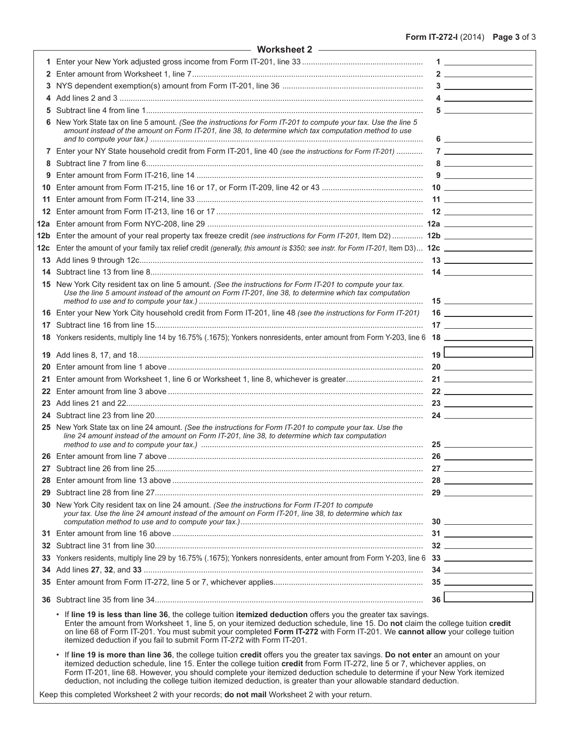## Worksheet 2

| | | |
|---|---|---|
| **1** | Enter your New York adjusted gross income from Form IT-201, line 33 | **1** |
| **2** | Enter amount from Worksheet 1, line 7 | **2** |
| **3** | NYS dependent exemption(s) amount from Form IT-201, line 36 | **3** |
| **4** | Add lines 2 and 3 | **4** |
| **5** | Subtract line 4 from line 1 | **5** |
| **6** | New York State tax on line 5 amount. *(See the instructions for Form IT-201 to compute your tax. Use the line 5 amount instead of the amount on Form IT-201, line 38, to determine which tax computation method to use and to compute your tax.)* | **6** |
| **7** | Enter your NY State household credit from Form IT-201, line 40 *(see the instructions for Form IT-201)* | **7** |
| **8** | Subtract line 7 from line 6 | **8** |
| **9** | Enter amount from Form IT-216, line 14 | **9** |
| **10** | Enter amount from Form IT-215, line 16 or 17, or Form IT-209, line 42 or 43 | **10** |
| **11** | Enter amount from Form IT-214, line 33 | **11** |
| **12** | Enter amount from Form IT-213, line 16 or 17 | **12** |
| **12a** | Enter amount from Form NYC-208, line 29 | **12a** |
| **12b** | Enter the amount of your real property tax freeze credit *(see instructions for Form IT-201,* Item D2) | **12b** |
| **12c** | Enter the amount of your family tax relief credit *(generally, this amount is $350; see instr. for Form IT-201,* Item D3) | **12c** |
| **13** | Add lines 9 through 12c | **13** |
| **14** | Subtract line 13 from line 8 | **14** |
| **15** | New York City resident tax on line 5 amount. *(See the instructions for Form IT-201 to compute your tax. Use the line 5 amount instead of the amount on Form IT-201, line 38, to determine which tax computation method to use and to compute your tax.)* | **15** |
| **16** | Enter your New York City household credit from Form IT-201, line 48 *(see the instructions for Form IT-201)* | **16** |
| **17** | Subtract line 16 from line 15 | **17** |
| **18** | Yonkers residents, multiply line 14 by 16.75% (.1675); Yonkers nonresidents, enter amount from Form Y-203, line 6 | **18** |
| **19** | Add lines 8, 17, and 18 | **19** |
| **20** | Enter amount from line 1 above | **20** |
| **21** | Enter amount from Worksheet 1, line 6 or Worksheet 1, line 8, whichever is greater | **21** |
| **22** | Enter amount from line 3 above | **22** |
| **23** | Add lines 21 and 22 | **23** |
| **24** | Subtract line 23 from line 20 | **24** |
| **25** | New York State tax on line 24 amount. *(See the instructions for Form IT-201 to compute your tax. Use the line 24 amount instead of the amount on Form IT-201, line 38, to determine which tax computation method to use and to compute your tax.)* | **25** |
| **26** | Enter amount from line 7 above | **26** |
| **27** | Subtract line 26 from line 25 | **27** |
| **28** | Enter amount from line 13 above | **28** |
| **29** | Subtract line 28 from line 27 | **29** |
| **30** | New York City resident tax on line 24 amount. *(See the instructions for Form IT-201 to compute your tax. Use the line 24 amount instead of the amount on Form IT-201, line 38, to determine which tax computation method to use and to compute your tax.)* | **30** |
| **31** | Enter amount from line 16 above | **31** |
| **32** | Subtract line 31 from line 30 | **32** |
| **33** | Yonkers residents, multiply line 29 by 16.75% (.1675); Yonkers nonresidents, enter amount from Form Y-203, line 6 | **33** |
| **34** | Add lines **27**, **32**, and **33** | **34** |
| **35** | Enter amount from Form IT-272, line 5 or 7, whichever applies | **35** |
| **36** | Subtract line 35 from line 34 | **36** |

- If **line 19 is less than line 36**, the college tuition **itemized deduction** offers you the greater tax savings. Enter the amount from Worksheet 1, line 5, on your itemized deduction schedule, line 15. Do **not** claim the college tuition **credit** on line 68 of Form IT-201. You must submit your completed **Form IT-272** with Form IT-201. We **cannot allow** your college tuition itemized deduction if you fail to submit Form IT-272 with Form IT-201.
- If **line 19 is more than line 36**, the college tuition **credit** offers you the greater tax savings. **Do not enter** an amount on your itemized deduction schedule, line 15. Enter the college tuition **credit** from Form IT-272, line 5 or 7, whichever applies, on Form IT-201, line 68. However, you should complete your itemized deduction schedule to determine if your New York itemized deduction, not including the college tuition itemized deduction, is greater than your allowable standard deduction.

Keep this completed Worksheet 2 with your records; **do not mail** Worksheet 2 with your return.